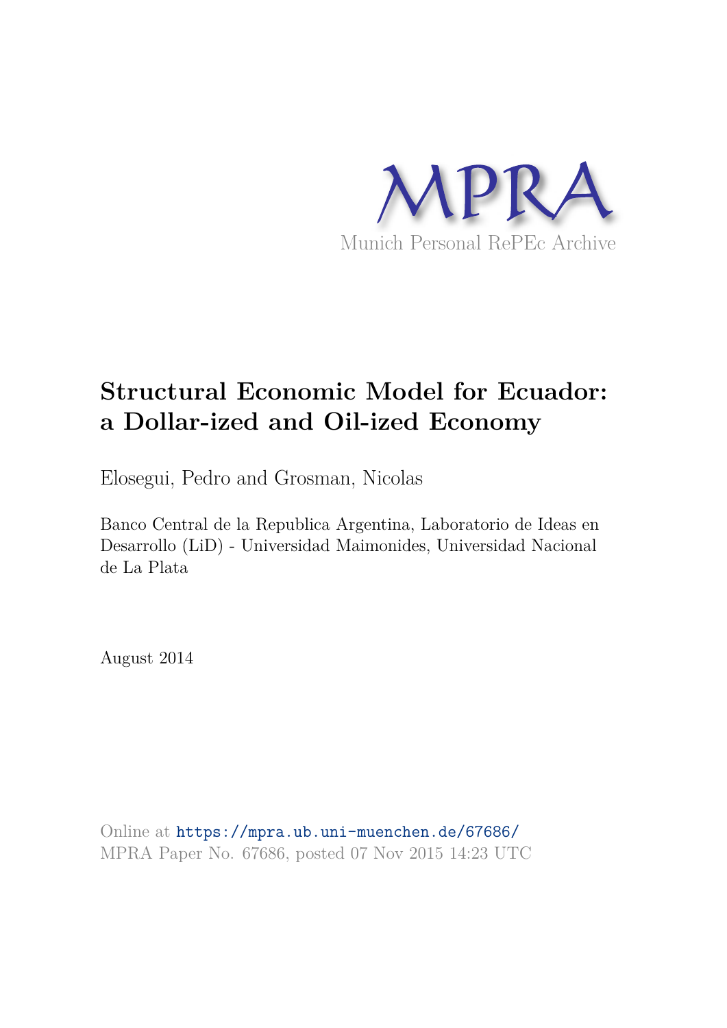MPRA

Munich Personal RePEc Archive

# Structural Economic Model for Ecuador: a Dollar-ized and Oil-ized Economy

Elosegui, Pedro and Grosman, Nicolas

Banco Central de la Republica Argentina, Laboratorio de Ideas en Desarrollo (LiD) - Universidad Maimonides, Universidad Nacional de La Plata

August 2014

Online at https://mpra.ub.uni-muenchen.de/67686/
MPRA Paper No. 67686, posted 07 Nov 2015 14:23 UTC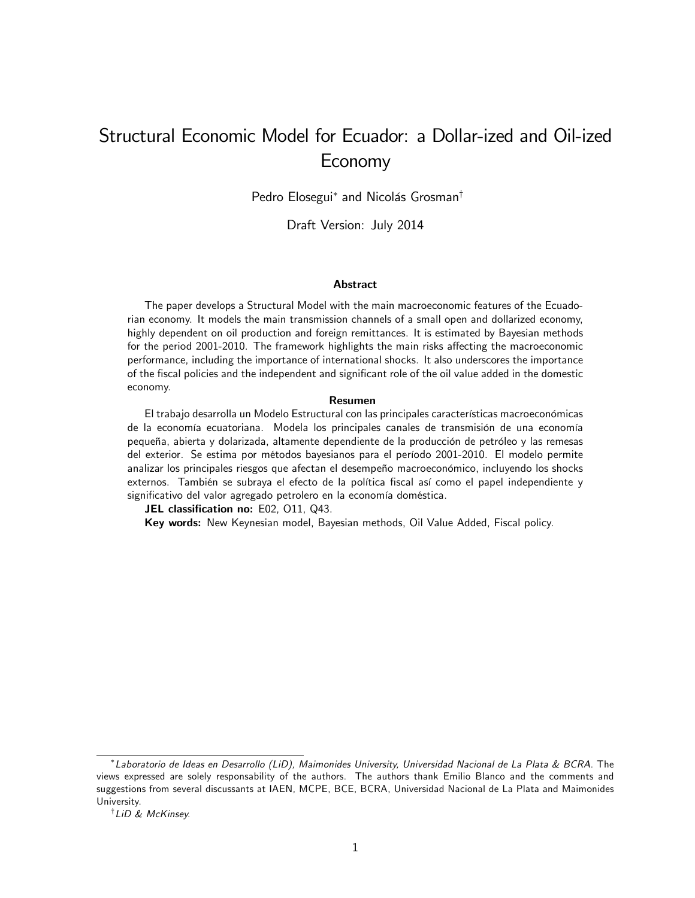# Structural Economic Model for Ecuador: a Dollar-ized and Oil-ized Economy

Pedro Elosegui* and Nicolás Grosman†

Draft Version: July 2014

### Abstract

The paper develops a Structural Model with the main macroeconomic features of the Ecuadorian economy. It models the main transmission channels of a small open and dollarized economy, highly dependent on oil production and foreign remittances. It is estimated by Bayesian methods for the period 2001-2010. The framework highlights the main risks affecting the macroeconomic performance, including the importance of international shocks. It also underscores the importance of the fiscal policies and the independent and significant role of the oil value added in the domestic economy.

### Resumen

El trabajo desarrolla un Modelo Estructural con las principales características macroeconómicas de la economía ecuatoriana. Modela los principales canales de transmisión de una economía pequeña, abierta y dolarizada, altamente dependiente de la producción de petróleo y las remesas del exterior. Se estima por métodos bayesianos para el período 2001-2010. El modelo permite analizar los principales riesgos que afectan el desempeño macroeconómico, incluyendo los shocks externos. También se subraya el efecto de la política fiscal así como el papel independiente y significativo del valor agregado petrolero en la economía doméstica.

**JEL classification no:** E02, O11, Q43.

**Key words:** New Keynesian model, Bayesian methods, Oil Value Added, Fiscal policy.

---

* *Laboratorio de Ideas en Desarrollo (LiD), Maimonides University, Universidad Nacional de La Plata & BCRA*. The views expressed are solely responsability of the authors. The authors thank Emilio Blanco and the comments and suggestions from several discussants at IAEN, MCPE, BCE, BCRA, Universidad Nacional de La Plata and Maimonides University.

† *LiD & McKinsey.*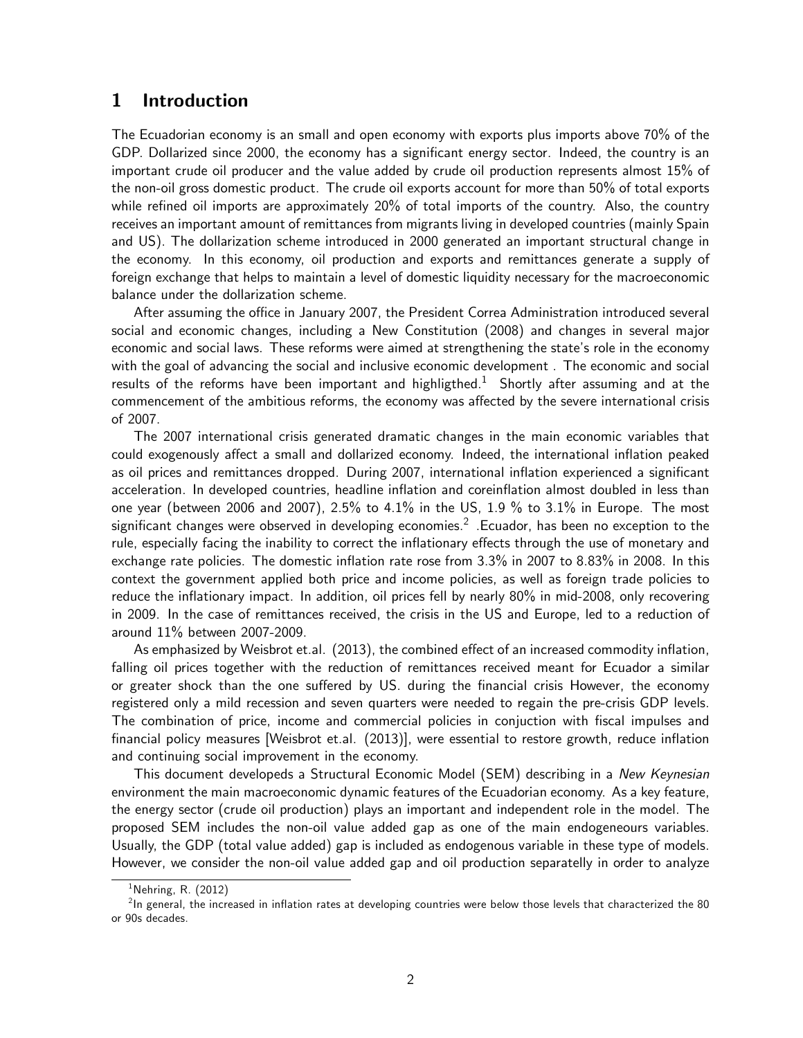# 1 Introduction

The Ecuadorian economy is an small and open economy with exports plus imports above 70% of the GDP. Dollarized since 2000, the economy has a significant energy sector. Indeed, the country is an important crude oil producer and the value added by crude oil production represents almost 15% of the non-oil gross domestic product. The crude oil exports account for more than 50% of total exports while refined oil imports are approximately 20% of total imports of the country. Also, the country receives an important amount of remittances from migrants living in developed countries (mainly Spain and US). The dollarization scheme introduced in 2000 generated an important structural change in the economy. In this economy, oil production and exports and remittances generate a supply of foreign exchange that helps to maintain a level of domestic liquidity necessary for the macroeconomic balance under the dollarization scheme.

After assuming the office in January 2007, the President Correa Administration introduced several social and economic changes, including a New Constitution (2008) and changes in several major economic and social laws. These reforms were aimed at strengthening the state's role in the economy with the goal of advancing the social and inclusive economic development . The economic and social results of the reforms have been important and highligthed.[1] Shortly after assuming and at the commencement of the ambitious reforms, the economy was affected by the severe international crisis of 2007.

The 2007 international crisis generated dramatic changes in the main economic variables that could exogenously affect a small and dollarized economy. Indeed, the international inflation peaked as oil prices and remittances dropped. During 2007, international inflation experienced a significant acceleration. In developed countries, headline inflation and coreinflation almost doubled in less than one year (between 2006 and 2007), 2.5% to 4.1% in the US, 1.9 % to 3.1% in Europe. The most significant changes were observed in developing economies.[2] .Ecuador, has been no exception to the rule, especially facing the inability to correct the inflationary effects through the use of monetary and exchange rate policies. The domestic inflation rate rose from 3.3% in 2007 to 8.83% in 2008. In this context the government applied both price and income policies, as well as foreign trade policies to reduce the inflationary impact. In addition, oil prices fell by nearly 80% in mid-2008, only recovering in 2009. In the case of remittances received, the crisis in the US and Europe, led to a reduction of around 11% between 2007-2009.

As emphasized by Weisbrot et.al. (2013), the combined effect of an increased commodity inflation, falling oil prices together with the reduction of remittances received meant for Ecuador a similar or greater shock than the one suffered by US. during the financial crisis However, the economy registered only a mild recession and seven quarters were needed to regain the pre-crisis GDP levels. The combination of price, income and commercial policies in conjuction with fiscal impulses and financial policy measures [Weisbrot et.al. (2013)], were essential to restore growth, reduce inflation and continuing social improvement in the economy.

This document developeds a Structural Economic Model (SEM) describing in a *New Keynesian* environment the main macroeconomic dynamic features of the Ecuadorian economy. As a key feature, the energy sector (crude oil production) plays an important and independent role in the model. The proposed SEM includes the non-oil value added gap as one of the main endogeneours variables. Usually, the GDP (total value added) gap is included as endogenous variable in these type of models. However, we consider the non-oil value added gap and oil production separatelly in order to analyze

[1] Nehring, R. (2012)

[2] In general, the increased in inflation rates at developing countries were below those levels that characterized the 80 or 90s decades.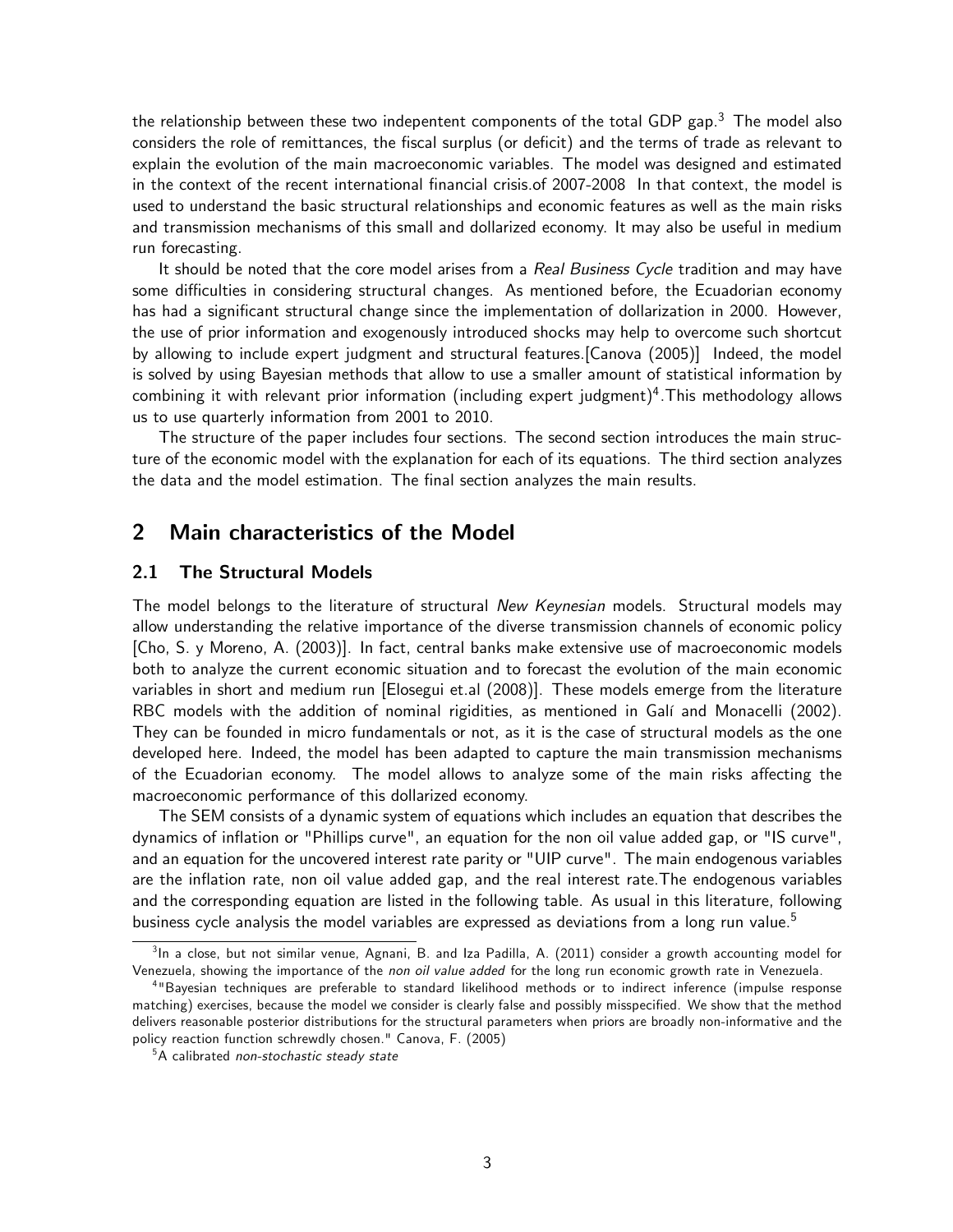the relationship between these two indepentent components of the total GDP gap.[3] The model also considers the role of remittances, the fiscal surplus (or deficit) and the terms of trade as relevant to explain the evolution of the main macroeconomic variables. The model was designed and estimated in the context of the recent international financial crisis.of 2007-2008 In that context, the model is used to understand the basic structural relationships and economic features as well as the main risks and transmission mechanisms of this small and dollarized economy. It may also be useful in medium run forecasting.

It should be noted that the core model arises from a *Real Business Cycle* tradition and may have some difficulties in considering structural changes. As mentioned before, the Ecuadorian economy has had a significant structural change since the implementation of dollarization in 2000. However, the use of prior information and exogenously introduced shocks may help to overcome such shortcut by allowing to include expert judgment and structural features.[Canova (2005)] Indeed, the model is solved by using Bayesian methods that allow to use a smaller amount of statistical information by combining it with relevant prior information (including expert judgment)[4].This methodology allows us to use quarterly information from 2001 to 2010.

The structure of the paper includes four sections. The second section introduces the main structure of the economic model with the explanation for each of its equations. The third section analyzes the data and the model estimation. The final section analyzes the main results.

## 2 Main characteristics of the Model

### 2.1 The Structural Models

The model belongs to the literature of structural *New Keynesian* models. Structural models may allow understanding the relative importance of the diverse transmission channels of economic policy [Cho, S. y Moreno, A. (2003)]. In fact, central banks make extensive use of macroeconomic models both to analyze the current economic situation and to forecast the evolution of the main economic variables in short and medium run [Elosegui et.al (2008)]. These models emerge from the literature RBC models with the addition of nominal rigidities, as mentioned in Galí and Monacelli (2002). They can be founded in micro fundamentals or not, as it is the case of structural models as the one developed here. Indeed, the model has been adapted to capture the main transmission mechanisms of the Ecuadorian economy. The model allows to analyze some of the main risks affecting the macroeconomic performance of this dollarized economy.

The SEM consists of a dynamic system of equations which includes an equation that describes the dynamics of inflation or "Phillips curve", an equation for the non oil value added gap, or "IS curve", and an equation for the uncovered interest rate parity or "UIP curve". The main endogenous variables are the inflation rate, non oil value added gap, and the real interest rate.The endogenous variables and the corresponding equation are listed in the following table. As usual in this literature, following business cycle analysis the model variables are expressed as deviations from a long run value.[5]

---

[3] In a close, but not similar venue, Agnani, B. and Iza Padilla, A. (2011) consider a growth accounting model for Venezuela, showing the importance of the *non oil value added* for the long run economic growth rate in Venezuela.

[4] "Bayesian techniques are preferable to standard likelihood methods or to indirect inference (impulse response matching) exercises, because the model we consider is clearly false and possibly misspecified. We show that the method delivers reasonable posterior distributions for the structural parameters when priors are broadly non-informative and the policy reaction function schrewdly chosen." Canova, F. (2005)

[5] A calibrated *non-stochastic steady state*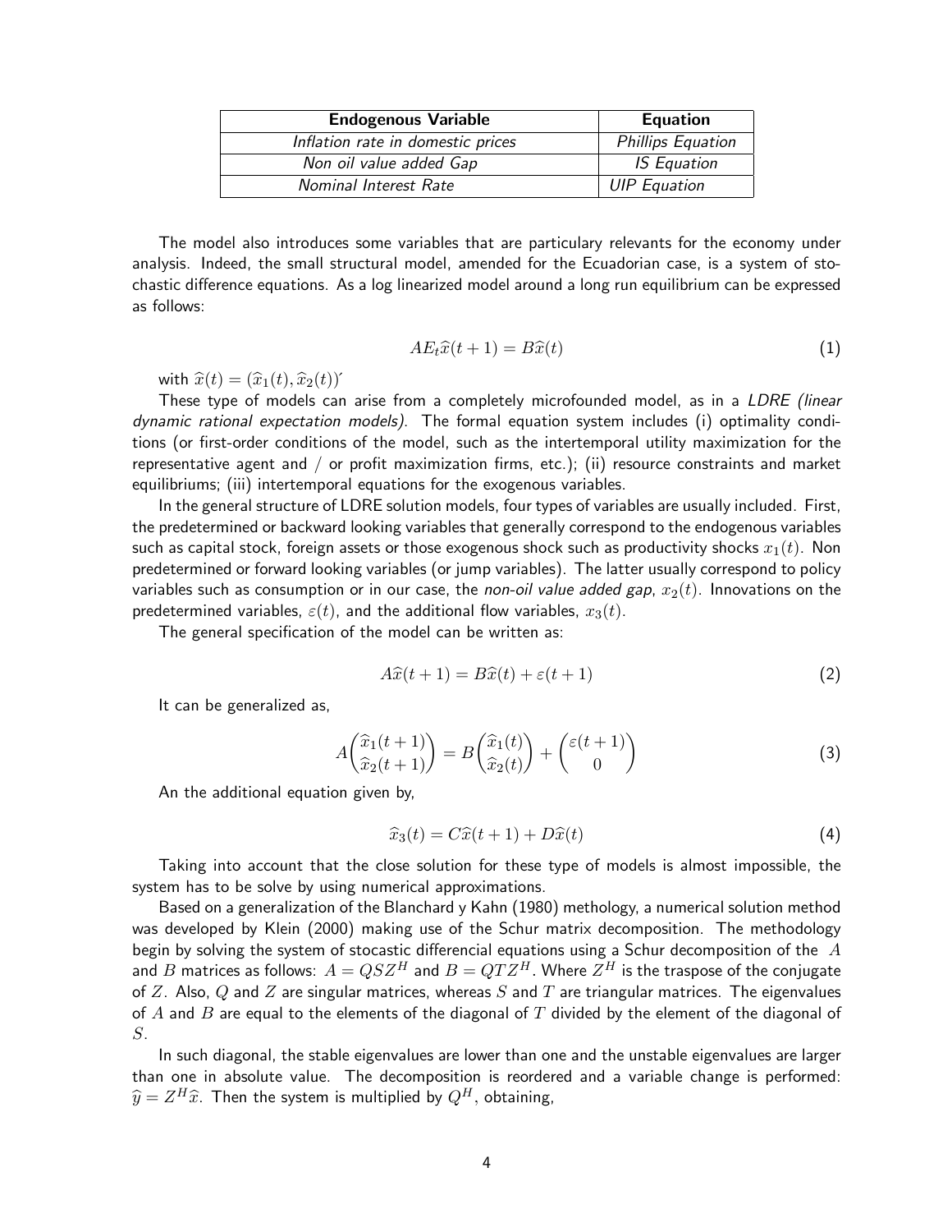| **Endogenous Variable** | **Equation** |
|---|---|
| *Inflation rate in domestic prices* | *Phillips Equation* |
| *Non oil value added Gap* | *IS Equation* |
| *Nominal Interest Rate* | *UIP Equation* |

The model also introduces some variables that are particulary relevants for the economy under analysis. Indeed, the small structural model, amended for the Ecuadorian case, is a system of stochastic difference equations. As a log linearized model around a long run equilibrium can be expressed as follows:

$$AE_t\widehat{x}(t+1) = B\widehat{x}(t) \tag{1}$$

with $\widehat{x}(t) = (\widehat{x}_1(t), \widehat{x}_2(t))'$

These type of models can arise from a completely microfounded model, as in a *LDRE (linear dynamic rational expectation models)*. The formal equation system includes (i) optimality conditions (or first-order conditions of the model, such as the intertemporal utility maximization for the representative agent and / or profit maximization firms, etc.); (ii) resource constraints and market equilibriums; (iii) intertemporal equations for the exogenous variables.

In the general structure of LDRE solution models, four types of variables are usually included. First, the predetermined or backward looking variables that generally correspond to the endogenous variables such as capital stock, foreign assets or those exogenous shock such as productivity shocks $x_1(t)$. Non predetermined or forward looking variables (or jump variables). The latter usually correspond to policy variables such as consumption or in our case, the *non-oil value added gap*, $x_2(t)$. Innovations on the predetermined variables, $\varepsilon(t)$, and the additional flow variables, $x_3(t)$.

The general specification of the model can be written as:

$$A\widehat{x}(t+1) = B\widehat{x}(t) + \varepsilon(t+1) \tag{2}$$

It can be generalized as,

$$A\begin{pmatrix}\widehat{x}_1(t+1)\\ \widehat{x}_2(t+1)\end{pmatrix} = B\begin{pmatrix}\widehat{x}_1(t)\\ \widehat{x}_2(t)\end{pmatrix} + \begin{pmatrix}\varepsilon(t+1)\\ 0\end{pmatrix} \tag{3}$$

An the additional equation given by,

$$\widehat{x}_3(t) = C\widehat{x}(t+1) + D\widehat{x}(t) \tag{4}$$

Taking into account that the close solution for these type of models is almost impossible, the system has to be solve by using numerical approximations.

Based on a generalization of the Blanchard y Kahn (1980) methology, a numerical solution method was developed by Klein (2000) making use of the Schur matrix decomposition. The methodology begin by solving the system of stocastic differencial equations using a Schur decomposition of the $A$ and $B$ matrices as follows: $A = QSZ^H$ and $B = QTZ^H$. Where $Z^H$ is the traspose of the conjugate of $Z$. Also, $Q$ and $Z$ are singular matrices, whereas $S$ and $T$ are triangular matrices. The eigenvalues of $A$ and $B$ are equal to the elements of the diagonal of $T$ divided by the element of the diagonal of $S$.

In such diagonal, the stable eigenvalues are lower than one and the unstable eigenvalues are larger than one in absolute value. The decomposition is reordered and a variable change is performed: $\widehat{y} = Z^H\widehat{x}$. Then the system is multiplied by $Q^H$, obtaining,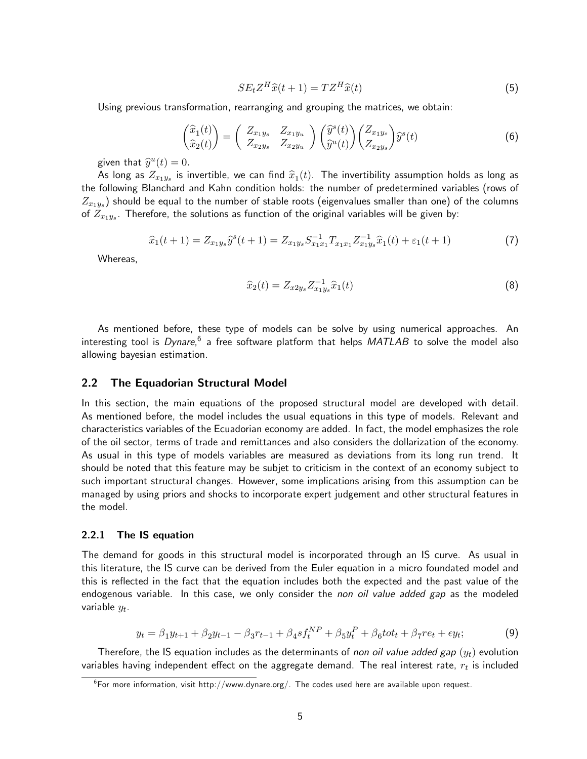$$SE_t Z^H \widehat{x}(t+1) = TZ^H \widehat{x}(t) \tag{5}$$

Using previous transformation, rearranging and grouping the matrices, we obtain:

$$\begin{pmatrix} \widehat{x}_1(t) \\ \widehat{x}_2(t) \end{pmatrix} = \begin{pmatrix} Z_{x_1 y_s} & Z_{x_1 y_u} \\ Z_{x_2 y_s} & Z_{x_2 y_u} \end{pmatrix} \begin{pmatrix} \widehat{y}^s(t) \\ \widehat{y}^u(t) \end{pmatrix} \begin{pmatrix} Z_{x_1 y_s} \\ Z_{x_2 y_s} \end{pmatrix} \widehat{y}^s(t) \tag{6}$$

given that $\widehat{y}^u(t) = 0$.

As long as $Z_{x_1 y_s}$ is invertible, we can find $\widehat{x}_1(t)$. The invertibility assumption holds as long as the following Blanchard and Kahn condition holds: the number of predetermined variables (rows of $Z_{x_1 y_s}$) should be equal to the number of stable roots (eigenvalues smaller than one) of the columns of $Z_{x_1 y_s}$. Therefore, the solutions as function of the original variables will be given by:

$$\widehat{x}_1(t+1) = Z_{x_1 y_s} \widehat{y}^s(t+1) = Z_{x_1 y_s} S^{-1}_{x_1 x_1} T_{x_1 x_1} Z^{-1}_{x_1 y_s} \widehat{x}_1(t) + \varepsilon_1(t+1) \tag{7}$$

Whereas,

$$\widehat{x}_2(t) = Z_{x2 y_s} Z^{-1}_{x_1 y_s} \widehat{x}_1(t) \tag{8}$$

As mentioned before, these type of models can be solve by using numerical approaches. An interesting tool is *Dynare*,[6] a free software platform that helps *MATLAB* to solve the model also allowing bayesian estimation.

## 2.2 The Equadorian Structural Model

In this section, the main equations of the proposed structural model are developed with detail. As mentioned before, the model includes the usual equations in this type of models. Relevant and characteristics variables of the Ecuadorian economy are added. In fact, the model emphasizes the role of the oil sector, terms of trade and remittances and also considers the dollarization of the economy. As usual in this type of models variables are measured as deviations from its long run trend. It should be noted that this feature may be subjet to criticism in the context of an economy subject to such important structural changes. However, some implications arising from this assumption can be managed by using priors and shocks to incorporate expert judgement and other structural features in the model.

### 2.2.1 The IS equation

The demand for goods in this structural model is incorporated through an IS curve. As usual in this literature, the IS curve can be derived from the Euler equation in a micro foundated model and this is reflected in the fact that the equation includes both the expected and the past value of the endogenous variable. In this case, we only consider the *non oil value added gap* as the modeled variable $y_t$.

$$y_t = \beta_1 y_{t+1} + \beta_2 y_{t-1} - \beta_3 r_{t-1} + \beta_4 s f^{NP}_t + \beta_5 y^P_t + \beta_6 tot_t + \beta_7 re_t + \epsilon y_t; \tag{9}$$

Therefore, the IS equation includes as the determinants of *non oil value added gap* $(y_t)$ evolution variables having independent effect on the aggregate demand. The real interest rate, $r_t$ is included

[6] For more information, visit http://www.dynare.org/. The codes used here are available upon request.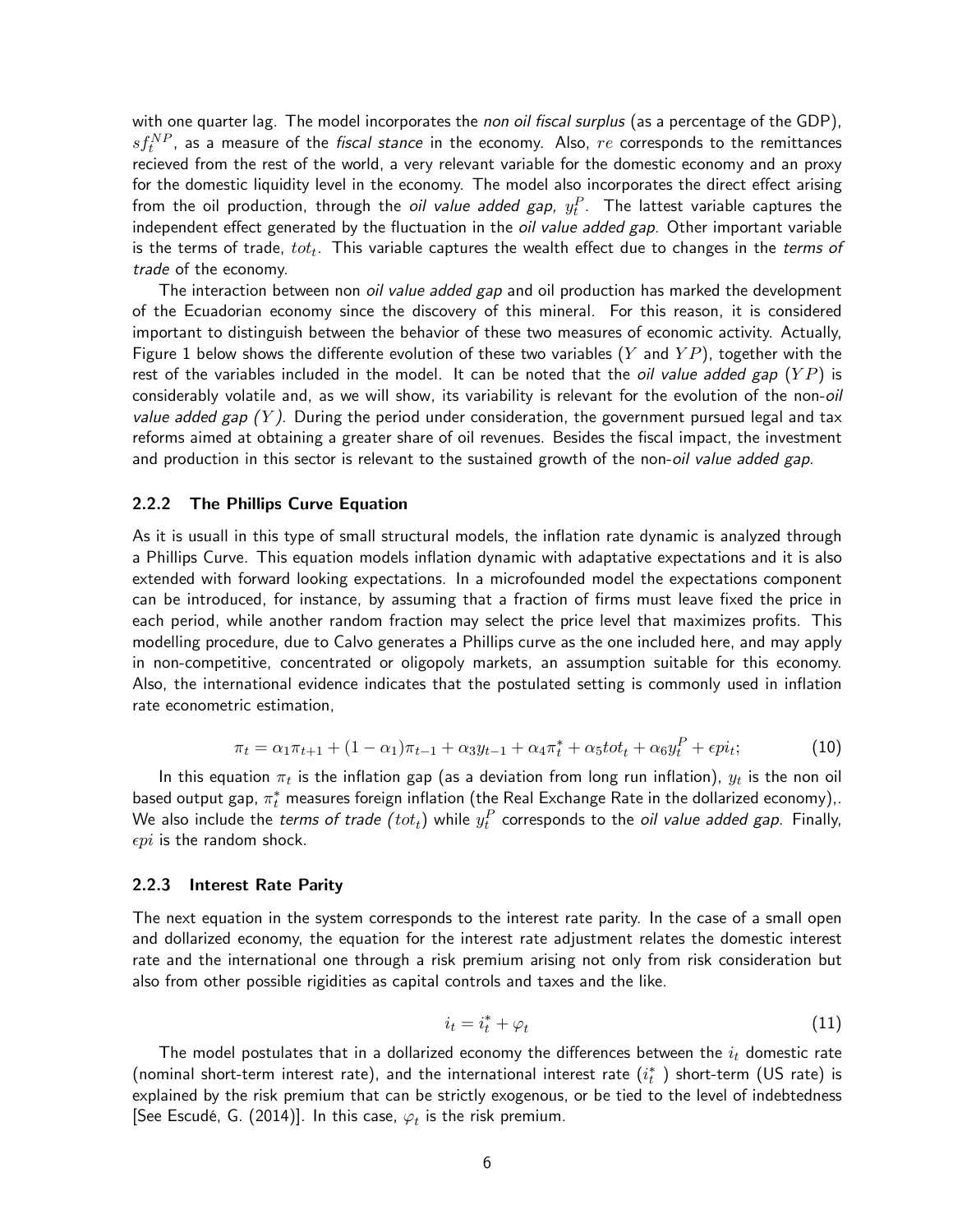with one quarter lag. The model incorporates the *non oil fiscal surplus* (as a percentage of the GDP), $sf_t^{NP}$, as a measure of the *fiscal stance* in the economy. Also, $re$ corresponds to the remittances recieved from the rest of the world, a very relevant variable for the domestic economy and an proxy for the domestic liquidity level in the economy. The model also incorporates the direct effect arising from the oil production, through the *oil value added gap,* $y_t^P$. The lattest variable captures the independent effect generated by the fluctuation in the *oil value added gap*. Other important variable is the terms of trade, $tot_t$. This variable captures the wealth effect due to changes in the *terms of trade* of the economy.

The interaction between non *oil value added gap* and oil production has marked the development of the Ecuadorian economy since the discovery of this mineral. For this reason, it is considered important to distinguish between the behavior of these two measures of economic activity. Actually, Figure 1 below shows the differente evolution of these two variables ($Y$ and $YP$), together with the rest of the variables included in the model. It can be noted that the *oil value added gap* ($YP$) is considerably volatile and, as we will show, its variability is relevant for the evolution of the non-*oil value added gap ($Y$)*. During the period under consideration, the government pursued legal and tax reforms aimed at obtaining a greater share of oil revenues. Besides the fiscal impact, the investment and production in this sector is relevant to the sustained growth of the non-*oil value added gap*.

### 2.2.2 The Phillips Curve Equation

As it is usuall in this type of small structural models, the inflation rate dynamic is analyzed through a Phillips Curve. This equation models inflation dynamic with adaptative expectations and it is also extended with forward looking expectations. In a microfounded model the expectations component can be introduced, for instance, by assuming that a fraction of firms must leave fixed the price in each period, while another random fraction may select the price level that maximizes profits. This modelling procedure, due to Calvo generates a Phillips curve as the one included here, and may apply in non-competitive, concentrated or oligopoly markets, an assumption suitable for this economy. Also, the international evidence indicates that the postulated setting is commonly used in inflation rate econometric estimation,

$$\pi_t = \alpha_1 \pi_{t+1} + (1 - \alpha_1)\pi_{t-1} + \alpha_3 y_{t-1} + \alpha_4 \pi_t^* + \alpha_5 tot_t + \alpha_6 y_t^P + \epsilon pi_t; \tag{10}$$

In this equation $\pi_t$ is the inflation gap (as a deviation from long run inflation), $y_t$ is the non oil based output gap, $\pi_t^*$ measures foreign inflation (the Real Exchange Rate in the dollarized economy),. We also include the *terms of trade ($tot_t$)* while $y_t^P$ corresponds to the *oil value added gap*. Finally, $\epsilon pi$ is the random shock.

### 2.2.3 Interest Rate Parity

The next equation in the system corresponds to the interest rate parity. In the case of a small open and dollarized economy, the equation for the interest rate adjustment relates the domestic interest rate and the international one through a risk premium arising not only from risk consideration but also from other possible rigidities as capital controls and taxes and the like.

$$i_t = i_t^* + \varphi_t \tag{11}$$

The model postulates that in a dollarized economy the differences between the $i_t$ domestic rate (nominal short-term interest rate), and the international interest rate ($i_t^*$ ) short-term (US rate) is explained by the risk premium that can be strictly exogenous, or be tied to the level of indebtedness [See Escudé, G. (2014)]. In this case, $\varphi_t$ is the risk premium.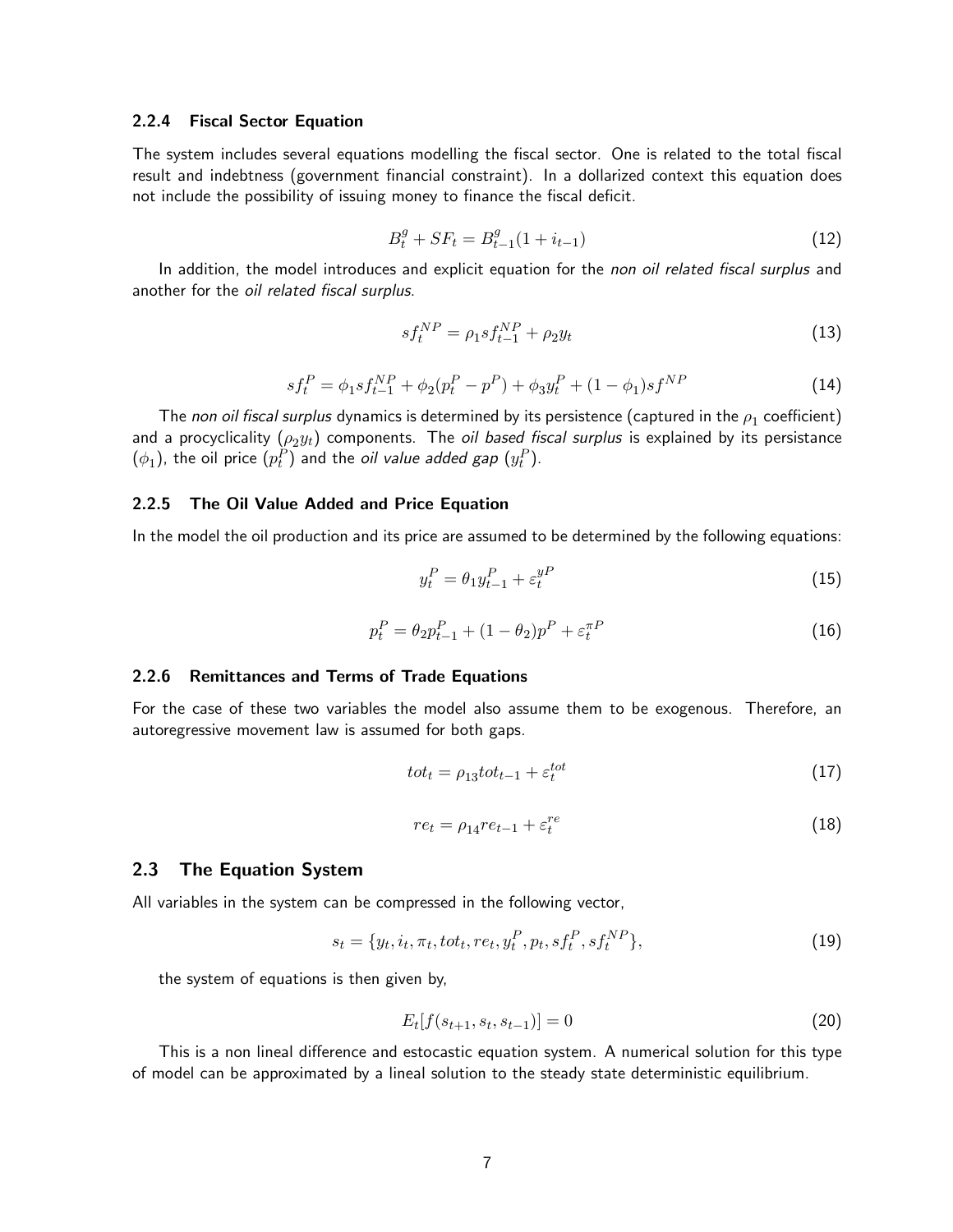### 2.2.4 Fiscal Sector Equation

The system includes several equations modelling the fiscal sector. One is related to the total fiscal result and indebtness (government financial constraint). In a dollarized context this equation does not include the possibility of issuing money to finance the fiscal deficit.

$$B^g_t + SF_t = B^g_{t-1}(1 + i_{t-1}) \tag{12}$$

In addition, the model introduces and explicit equation for the *non oil related fiscal surplus* and another for the *oil related fiscal surplus*.

$$sf^{NP}_t = \rho_1 sf^{NP}_{t-1} + \rho_2 y_t \tag{13}$$

$$sf^P_t = \phi_1 sf^{NP}_{t-1} + \phi_2(p^P_t - p^P) + \phi_3 y^P_t + (1 - \phi_1)sf^{NP} \tag{14}$$

The *non oil fiscal surplus* dynamics is determined by its persistence (captured in the $\rho_1$ coefficient) and a procyclicality ($\rho_2 y_t$) components. The *oil based fiscal surplus* is explained by its persistance ($\phi_1$), the oil price ($p^P_t$) and the *oil value added gap* ($y^P_t$).

### 2.2.5 The Oil Value Added and Price Equation

In the model the oil production and its price are assumed to be determined by the following equations:

$$y^P_t = \theta_1 y^P_{t-1} + \varepsilon^{yP}_t \tag{15}$$

$$p^P_t = \theta_2 p^P_{t-1} + (1 - \theta_2)p^P + \varepsilon^{\pi P}_t \tag{16}$$

### 2.2.6 Remittances and Terms of Trade Equations

For the case of these two variables the model also assume them to be exogenous. Therefore, an autoregressive movement law is assumed for both gaps.

$$tot_t = \rho_{13} tot_{t-1} + \varepsilon^{tot}_t \tag{17}$$

$$re_t = \rho_{14} re_{t-1} + \varepsilon^{re}_t \tag{18}$$

## 2.3 The Equation System

All variables in the system can be compressed in the following vector,

$$s_t = \{y_t, i_t, \pi_t, tot_t, re_t, y^P_t, p_t, sf^P_t, sf^{NP}_t\}, \tag{19}$$

the system of equations is then given by,

$$E_t[f(s_{t+1}, s_t, s_{t-1})] = 0 \tag{20}$$

This is a non lineal difference and estocastic equation system. A numerical solution for this type of model can be approximated by a lineal solution to the steady state deterministic equilibrium.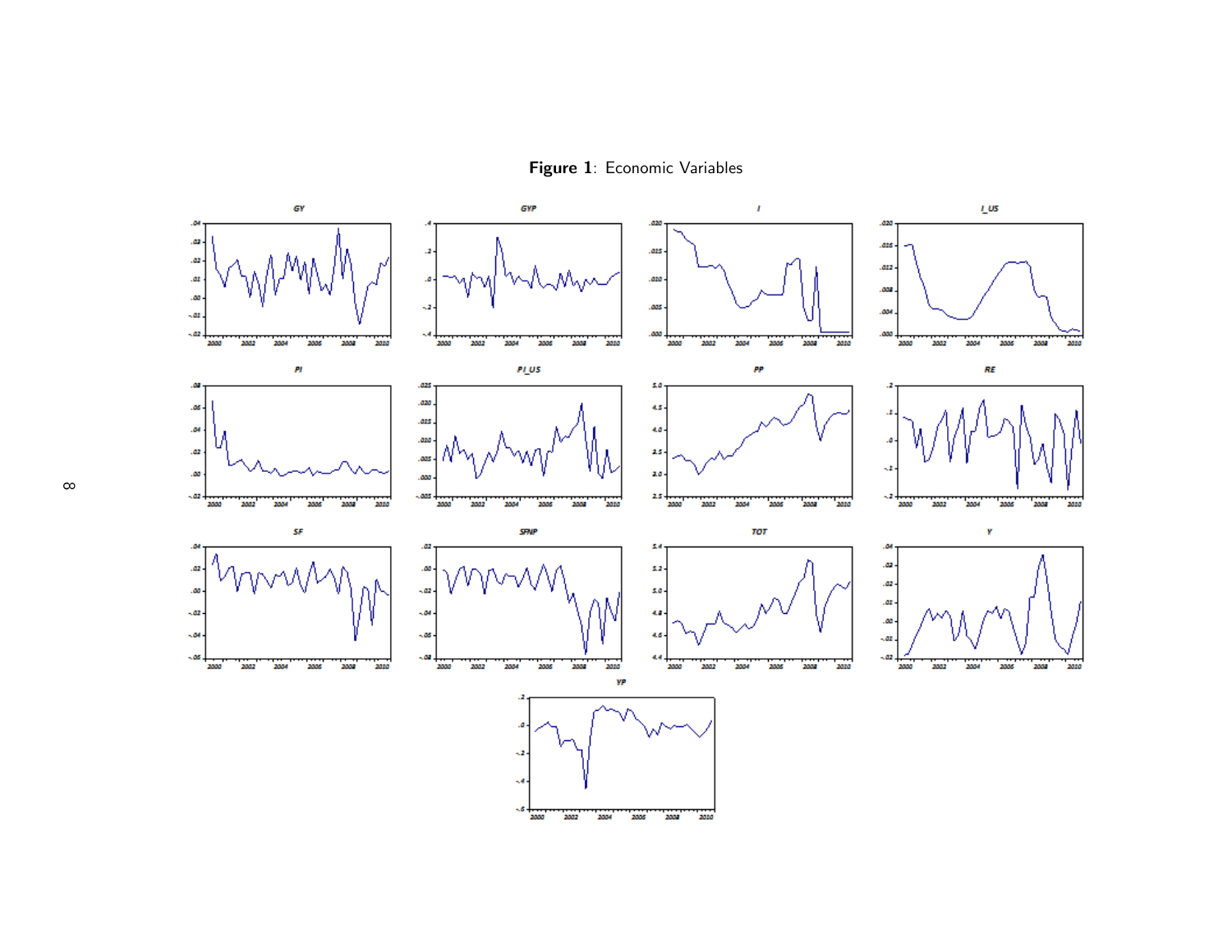**Figure 1**: Economic Variables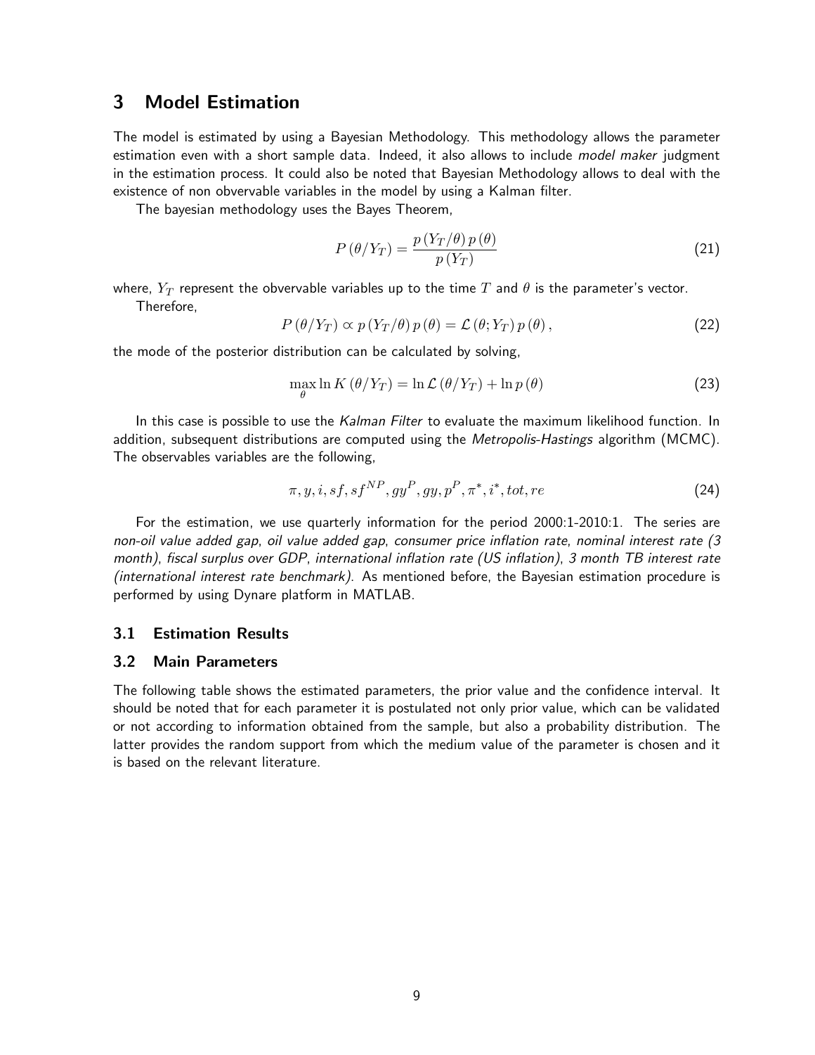# 3 Model Estimation

The model is estimated by using a Bayesian Methodology. This methodology allows the parameter estimation even with a short sample data. Indeed, it also allows to include *model maker* judgment in the estimation process. It could also be noted that Bayesian Methodology allows to deal with the existence of non obvervable variables in the model by using a Kalman filter.

The bayesian methodology uses the Bayes Theorem,

$$P(\theta/Y_T) = \frac{p(Y_T/\theta)\,p(\theta)}{p(Y_T)} \tag{21}$$

where, $Y_T$ represent the obvervable variables up to the time $T$ and $\theta$ is the parameter's vector.

Therefore,

$$P(\theta/Y_T) \propto p(Y_T/\theta)\,p(\theta) = \mathcal{L}(\theta; Y_T)\,p(\theta), \tag{22}$$

the mode of the posterior distribution can be calculated by solving,

$$\max_{\theta} \ln K(\theta/Y_T) = \ln \mathcal{L}(\theta/Y_T) + \ln p(\theta) \tag{23}$$

In this case is possible to use the *Kalman Filter* to evaluate the maximum likelihood function. In addition, subsequent distributions are computed using the *Metropolis-Hastings* algorithm (MCMC). The observables variables are the following,

$$\pi, y, i, sf, sf^{NP}, gy^{P}, gy, p^{P}, \pi^{*}, i^{*}, tot, re \tag{24}$$

For the estimation, we use quarterly information for the period 2000:1-2010:1. The series are *non-oil value added gap*, *oil value added gap*, *consumer price inflation rate*, *nominal interest rate (3 month)*, *fiscal surplus over GDP*, *international inflation rate (US inflation)*, *3 month TB interest rate (international interest rate benchmark)*. As mentioned before, the Bayesian estimation procedure is performed by using Dynare platform in MATLAB.

## 3.1 Estimation Results

## 3.2 Main Parameters

The following table shows the estimated parameters, the prior value and the confidence interval. It should be noted that for each parameter it is postulated not only prior value, which can be validated or not according to information obtained from the sample, but also a probability distribution. The latter provides the random support from which the medium value of the parameter is chosen and it is based on the relevant literature.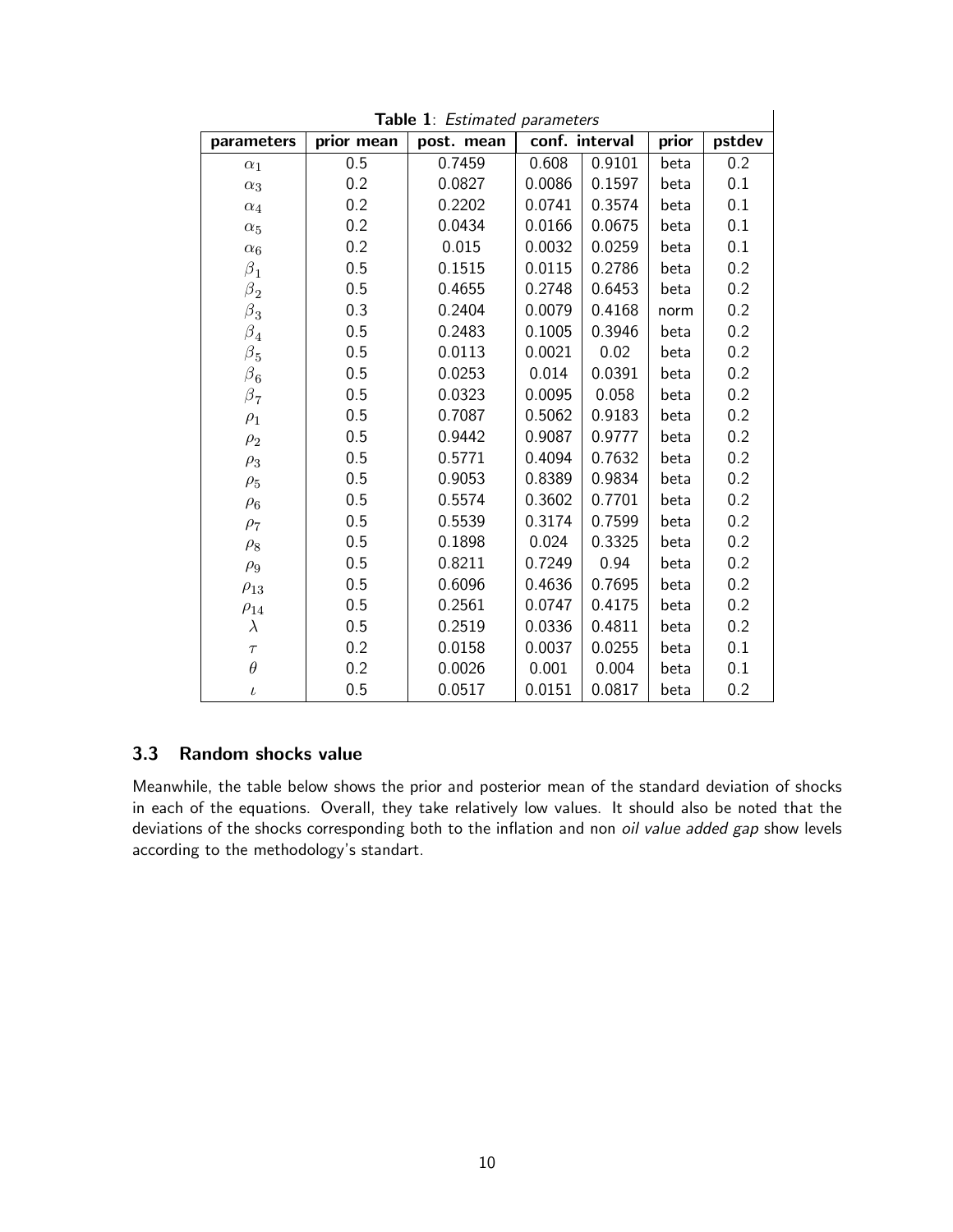**Table 1**: *Estimated parameters*

| parameters | prior mean | post. mean | conf. interval | | prior | pstdev |
|---|---|---|---|---|---|---|
| $\alpha_1$ | 0.5 | 0.7459 | 0.608 | 0.9101 | beta | 0.2 |
| $\alpha_3$ | 0.2 | 0.0827 | 0.0086 | 0.1597 | beta | 0.1 |
| $\alpha_4$ | 0.2 | 0.2202 | 0.0741 | 0.3574 | beta | 0.1 |
| $\alpha_5$ | 0.2 | 0.0434 | 0.0166 | 0.0675 | beta | 0.1 |
| $\alpha_6$ | 0.2 | 0.015 | 0.0032 | 0.0259 | beta | 0.1 |
| $\beta_1$ | 0.5 | 0.1515 | 0.0115 | 0.2786 | beta | 0.2 |
| $\beta_2$ | 0.5 | 0.4655 | 0.2748 | 0.6453 | beta | 0.2 |
| $\beta_3$ | 0.3 | 0.2404 | 0.0079 | 0.4168 | norm | 0.2 |
| $\beta_4$ | 0.5 | 0.2483 | 0.1005 | 0.3946 | beta | 0.2 |
| $\beta_5$ | 0.5 | 0.0113 | 0.0021 | 0.02 | beta | 0.2 |
| $\beta_6$ | 0.5 | 0.0253 | 0.014 | 0.0391 | beta | 0.2 |
| $\beta_7$ | 0.5 | 0.0323 | 0.0095 | 0.058 | beta | 0.2 |
| $\rho_1$ | 0.5 | 0.7087 | 0.5062 | 0.9183 | beta | 0.2 |
| $\rho_2$ | 0.5 | 0.9442 | 0.9087 | 0.9777 | beta | 0.2 |
| $\rho_3$ | 0.5 | 0.5771 | 0.4094 | 0.7632 | beta | 0.2 |
| $\rho_5$ | 0.5 | 0.9053 | 0.8389 | 0.9834 | beta | 0.2 |
| $\rho_6$ | 0.5 | 0.5574 | 0.3602 | 0.7701 | beta | 0.2 |
| $\rho_7$ | 0.5 | 0.5539 | 0.3174 | 0.7599 | beta | 0.2 |
| $\rho_8$ | 0.5 | 0.1898 | 0.024 | 0.3325 | beta | 0.2 |
| $\rho_9$ | 0.5 | 0.8211 | 0.7249 | 0.94 | beta | 0.2 |
| $\rho_{13}$ | 0.5 | 0.6096 | 0.4636 | 0.7695 | beta | 0.2 |
| $\rho_{14}$ | 0.5 | 0.2561 | 0.0747 | 0.4175 | beta | 0.2 |
| $\lambda$ | 0.5 | 0.2519 | 0.0336 | 0.4811 | beta | 0.2 |
| $\tau$ | 0.2 | 0.0158 | 0.0037 | 0.0255 | beta | 0.1 |
| $\theta$ | 0.2 | 0.0026 | 0.001 | 0.004 | beta | 0.1 |
| $\iota$ | 0.5 | 0.0517 | 0.0151 | 0.0817 | beta | 0.2 |

### 3.3 Random shocks value

Meanwhile, the table below shows the prior and posterior mean of the standard deviation of shocks in each of the equations. Overall, they take relatively low values. It should also be noted that the deviations of the shocks corresponding both to the inflation and non *oil value added gap* show levels according to the methodology's standart.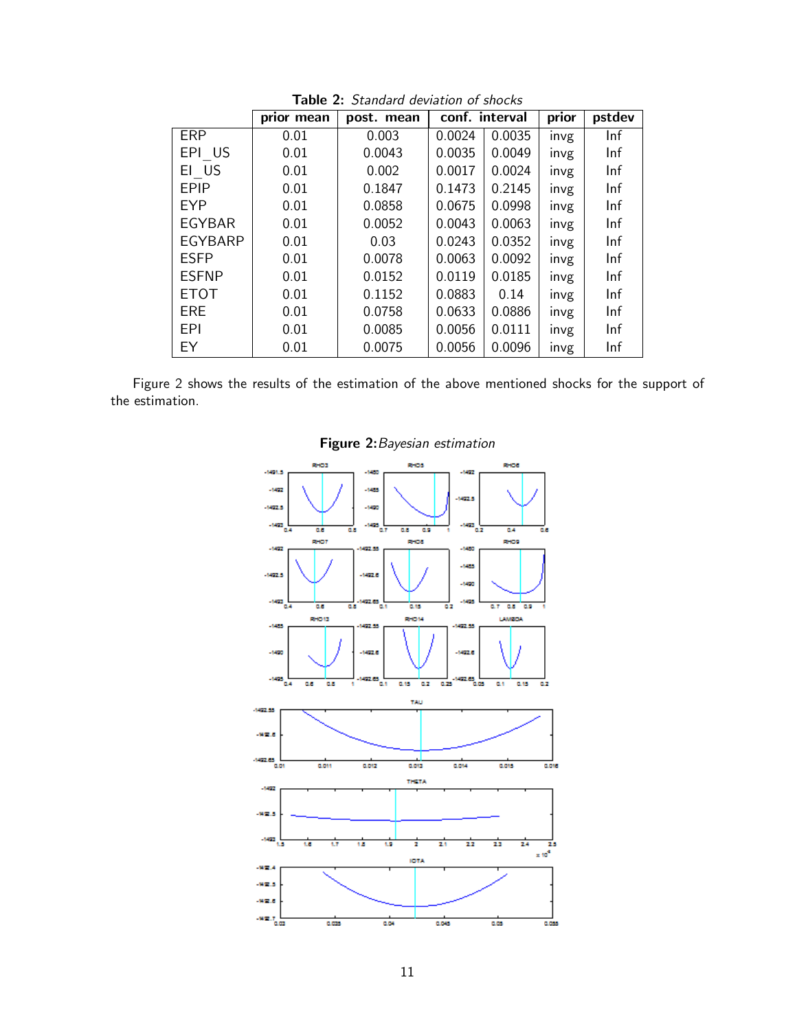**Table 2:** *Standard deviation of shocks*

| | prior mean | post. mean | conf. interval | | prior | pstdev |
|---|---|---|---|---|---|---|
| ERP | 0.01 | 0.003 | 0.0024 | 0.0035 | invg | Inf |
| EPI_US | 0.01 | 0.0043 | 0.0035 | 0.0049 | invg | Inf |
| EI_US | 0.01 | 0.002 | 0.0017 | 0.0024 | invg | Inf |
| EPIP | 0.01 | 0.1847 | 0.1473 | 0.2145 | invg | Inf |
| EYP | 0.01 | 0.0858 | 0.0675 | 0.0998 | invg | Inf |
| EGYBAR | 0.01 | 0.0052 | 0.0043 | 0.0063 | invg | Inf |
| EGYBARP | 0.01 | 0.03 | 0.0243 | 0.0352 | invg | Inf |
| ESFP | 0.01 | 0.0078 | 0.0063 | 0.0092 | invg | Inf |
| ESFNP | 0.01 | 0.0152 | 0.0119 | 0.0185 | invg | Inf |
| ETOT | 0.01 | 0.1152 | 0.0883 | 0.14 | invg | Inf |
| ERE | 0.01 | 0.0758 | 0.0633 | 0.0886 | invg | Inf |
| EPI | 0.01 | 0.0085 | 0.0056 | 0.0111 | invg | Inf |
| EY | 0.01 | 0.0075 | 0.0056 | 0.0096 | invg | Inf |

Figure 2 shows the results of the estimation of the above mentioned shocks for the support of the estimation.

**Figure 2:** *Bayesian estimation*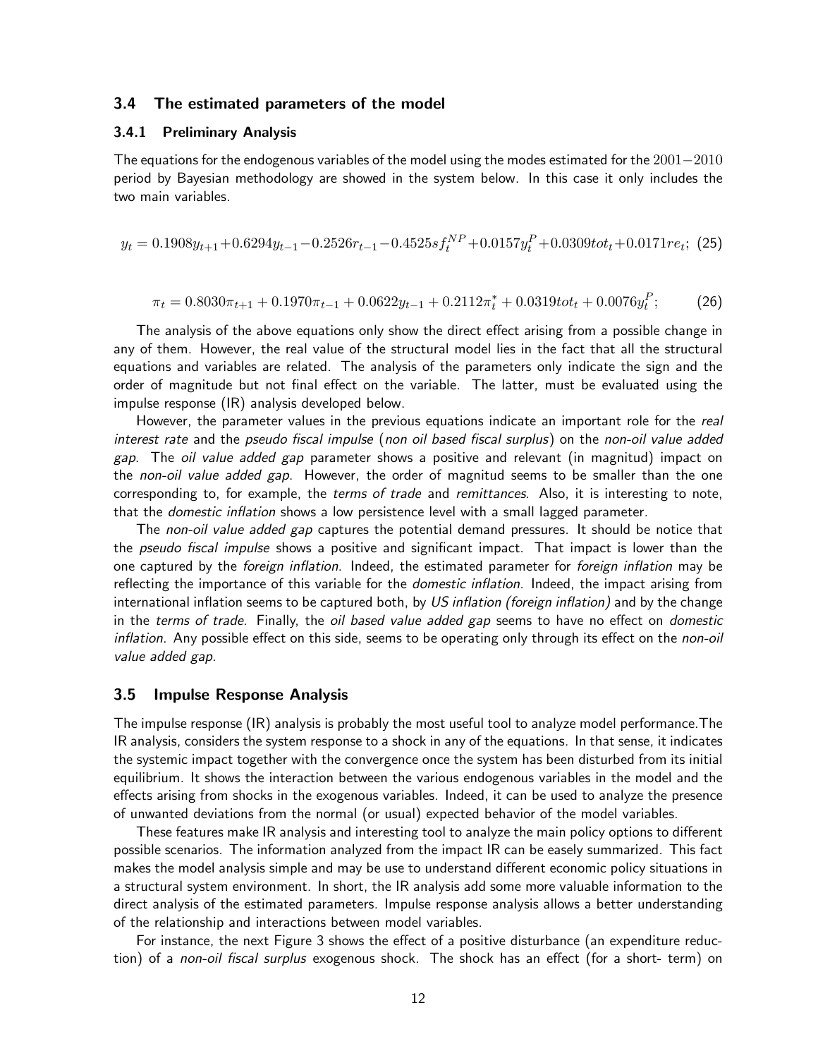### 3.4 The estimated parameters of the model

#### 3.4.1 Preliminary Analysis

The equations for the endogenous variables of the model using the modes estimated for the $2001-2010$ period by Bayesian methodology are showed in the system below. In this case it only includes the two main variables.

$$y_t = 0.1908y_{t+1} + 0.6294y_{t-1} - 0.2526r_{t-1} - 0.4525sf_t^{NP} + 0.0157y_t^P + 0.0309tot_t + 0.0171re_t; \quad (25)$$

$$\pi_t = 0.8030\pi_{t+1} + 0.1970\pi_{t-1} + 0.0622y_{t-1} + 0.2112\pi_t^* + 0.0319tot_t + 0.0076y_t^P; \quad (26)$$

The analysis of the above equations only show the direct effect arising from a possible change in any of them. However, the real value of the structural model lies in the fact that all the structural equations and variables are related. The analysis of the parameters only indicate the sign and the order of magnitude but not final effect on the variable. The latter, must be evaluated using the impulse response (IR) analysis developed below.

However, the parameter values in the previous equations indicate an important role for the *real interest rate* and the *pseudo fiscal impulse* (*non oil based fiscal surplus*) on the *non-oil value added gap*. The *oil value added gap* parameter shows a positive and relevant (in magnitud) impact on the *non-oil value added gap*. However, the order of magnitud seems to be smaller than the one corresponding to, for example, the *terms of trade* and *remittances*. Also, it is interesting to note, that the *domestic inflation* shows a low persistence level with a small lagged parameter.

The *non-oil value added gap* captures the potential demand pressures. It should be notice that the *pseudo fiscal impulse* shows a positive and significant impact. That impact is lower than the one captured by the *foreign inflation*. Indeed, the estimated parameter for *foreign inflation* may be reflecting the importance of this variable for the *domestic inflation*. Indeed, the impact arising from international inflation seems to be captured both, by *US inflation (foreign inflation)* and by the change in the *terms of trade*. Finally, the *oil based value added gap* seems to have no effect on *domestic inflation*. Any possible effect on this side, seems to be operating only through its effect on the *non-oil value added gap*.

### 3.5 Impulse Response Analysis

The impulse response (IR) analysis is probably the most useful tool to analyze model performance.The IR analysis, considers the system response to a shock in any of the equations. In that sense, it indicates the systemic impact together with the convergence once the system has been disturbed from its initial equilibrium. It shows the interaction between the various endogenous variables in the model and the effects arising from shocks in the exogenous variables. Indeed, it can be used to analyze the presence of unwanted deviations from the normal (or usual) expected behavior of the model variables.

These features make IR analysis and interesting tool to analyze the main policy options to different possible scenarios. The information analyzed from the impact IR can be easely summarized. This fact makes the model analysis simple and may be use to understand different economic policy situations in a structural system environment. In short, the IR analysis add some more valuable information to the direct analysis of the estimated parameters. Impulse response analysis allows a better understanding of the relationship and interactions between model variables.

For instance, the next Figure 3 shows the effect of a positive disturbance (an expenditure reduction) of a *non-oil fiscal surplus* exogenous shock. The shock has an effect (for a short- term) on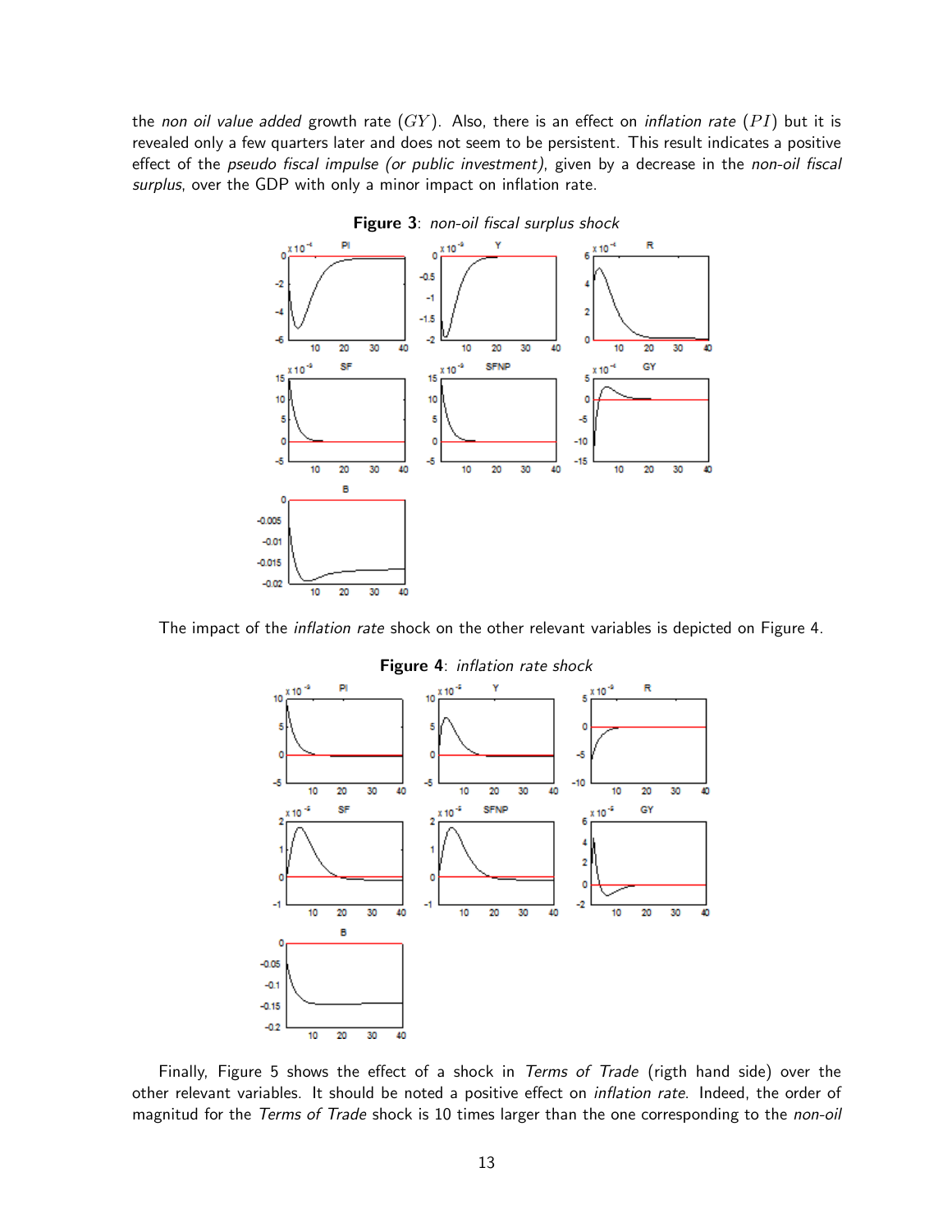the *non oil value added* growth rate ($GY$). Also, there is an effect on *inflation rate* ($PI$) but it is revealed only a few quarters later and does not seem to be persistent. This result indicates a positive effect of the *pseudo fiscal impulse (or public investment)*, given by a decrease in the *non-oil fiscal surplus*, over the GDP with only a minor impact on inflation rate.

**Figure 3**: *non-oil fiscal surplus shock*

The impact of the *inflation rate* shock on the other relevant variables is depicted on Figure 4.

**Figure 4**: *inflation rate shock*

Finally, Figure 5 shows the effect of a shock in *Terms of Trade* (rigth hand side) over the other relevant variables. It should be noted a positive effect on *inflation rate*. Indeed, the order of magnitud for the *Terms of Trade* shock is 10 times larger than the one corresponding to the *non-oil*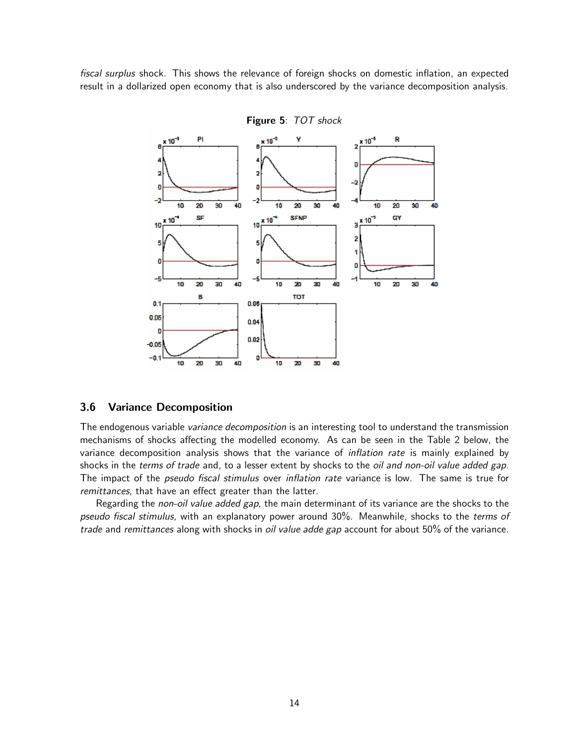*fiscal surplus* shock. This shows the relevance of foreign shocks on domestic inflation, an expected result in a dollarized open economy that is also underscored by the variance decomposition analysis.

**Figure 5**: *TOT shock*

### 3.6 Variance Decomposition

The endogenous variable *variance decomposition* is an interesting tool to understand the transmission mechanisms of shocks affecting the modelled economy. As can be seen in the Table 2 below, the variance decomposition analysis shows that the variance of *inflation rate* is mainly explained by shocks in the *terms of trade* and, to a lesser extent by shocks to the *oil and non-oil value added gap*. The impact of the *pseudo fiscal stimulus* over *inflation rate* variance is low. The same is true for *remittances*, that have an effect greater than the latter.

Regarding the *non-oil value added gap*, the main determinant of its variance are the shocks to the *pseudo fiscal stimulus,* with an explanatory power around 30%. Meanwhile, shocks to the *terms of trade* and *remittances* along with shocks in *oil value adde gap* account for about 50% of the variance.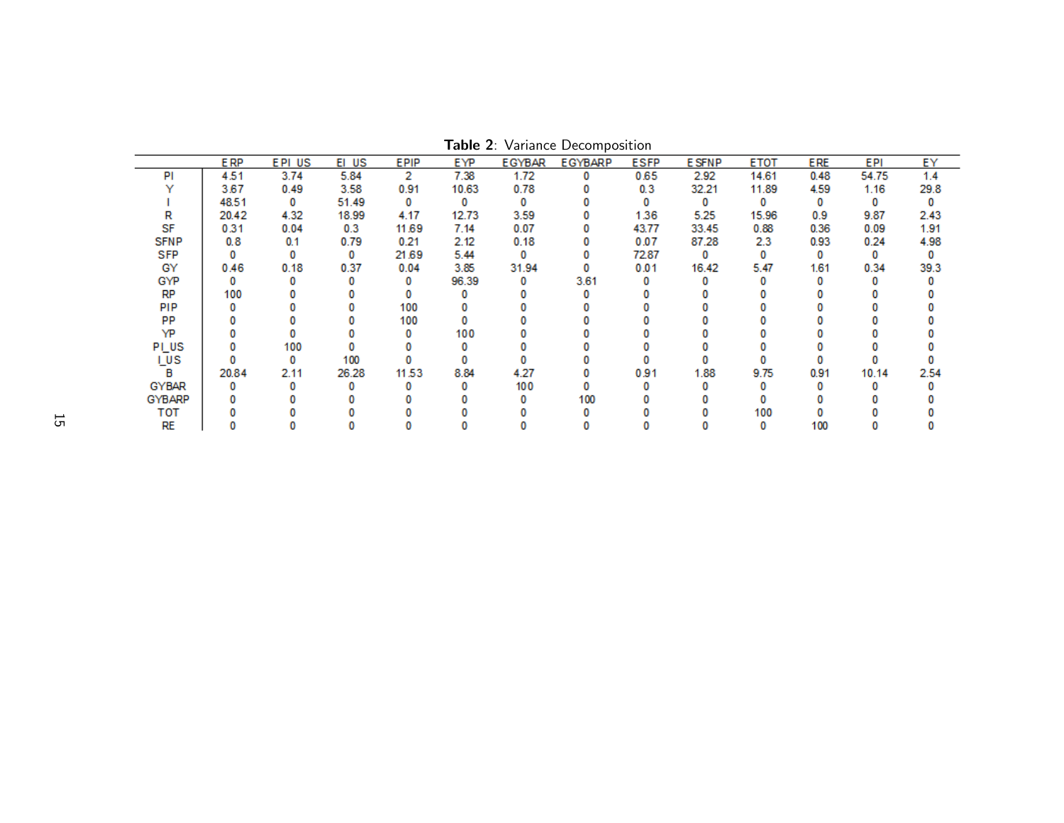**Table 2**: Variance Decomposition

| | ERP | EPI_US | EI_US | EPIP | EYP | EGYBAR | EGYBARP | ESFP | ESFNP | ETOT | ERE | EPI | EY |
|---|---|---|---|---|---|---|---|---|---|---|---|---|---|
| PI | 4.51 | 3.74 | 5.84 | 2 | 7.38 | 1.72 | 0 | 0.65 | 2.92 | 14.61 | 0.48 | 54.75 | 1.4 |
| Y | 3.67 | 0.49 | 3.58 | 0.91 | 10.63 | 0.78 | 0 | 0.3 | 32.21 | 11.89 | 4.59 | 1.16 | 29.8 |
| I | 48.51 | 0 | 51.49 | 0 | 0 | 0 | 0 | 0 | 0 | 0 | 0 | 0 | 0 |
| R | 20.42 | 4.32 | 18.99 | 4.17 | 12.73 | 3.59 | 0 | 1.36 | 5.25 | 15.96 | 0.9 | 9.87 | 2.43 |
| SF | 0.31 | 0.04 | 0.3 | 11.69 | 7.14 | 0.07 | 0 | 43.77 | 33.45 | 0.88 | 0.36 | 0.09 | 1.91 |
| SFNP | 0.8 | 0.1 | 0.79 | 0.21 | 2.12 | 0.18 | 0 | 0.07 | 87.28 | 2.3 | 0.93 | 0.24 | 4.98 |
| SFP | 0 | 0 | 0 | 21.69 | 5.44 | 0 | 0 | 72.87 | 0 | 0 | 0 | 0 | 0 |
| GY | 0.46 | 0.18 | 0.37 | 0.04 | 3.85 | 31.94 | 0 | 0.01 | 16.42 | 5.47 | 1.61 | 0.34 | 39.3 |
| GYP | 0 | 0 | 0 | 0 | 96.39 | 0 | 3.61 | 0 | 0 | 0 | 0 | 0 | 0 |
| RP | 100 | 0 | 0 | 0 | 0 | 0 | 0 | 0 | 0 | 0 | 0 | 0 | 0 |
| PIP | 0 | 0 | 0 | 100 | 0 | 0 | 0 | 0 | 0 | 0 | 0 | 0 | 0 |
| PP | 0 | 0 | 0 | 100 | 0 | 0 | 0 | 0 | 0 | 0 | 0 | 0 | 0 |
| YP | 0 | 0 | 0 | 0 | 100 | 0 | 0 | 0 | 0 | 0 | 0 | 0 | 0 |
| PI_US | 0 | 100 | 0 | 0 | 0 | 0 | 0 | 0 | 0 | 0 | 0 | 0 | 0 |
| I_US | 0 | 0 | 100 | 0 | 0 | 0 | 0 | 0 | 0 | 0 | 0 | 0 | 0 |
| B | 20.84 | 2.11 | 26.28 | 11.53 | 8.84 | 4.27 | 0 | 0.91 | 1.88 | 9.75 | 0.91 | 10.14 | 2.54 |
| GYBAR | 0 | 0 | 0 | 0 | 0 | 100 | 0 | 0 | 0 | 0 | 0 | 0 | 0 |
| GYBARP | 0 | 0 | 0 | 0 | 0 | 0 | 100 | 0 | 0 | 0 | 0 | 0 | 0 |
| TOT | 0 | 0 | 0 | 0 | 0 | 0 | 0 | 0 | 0 | 100 | 0 | 0 | 0 |
| RE | 0 | 0 | 0 | 0 | 0 | 0 | 0 | 0 | 0 | 0 | 100 | 0 | 0 |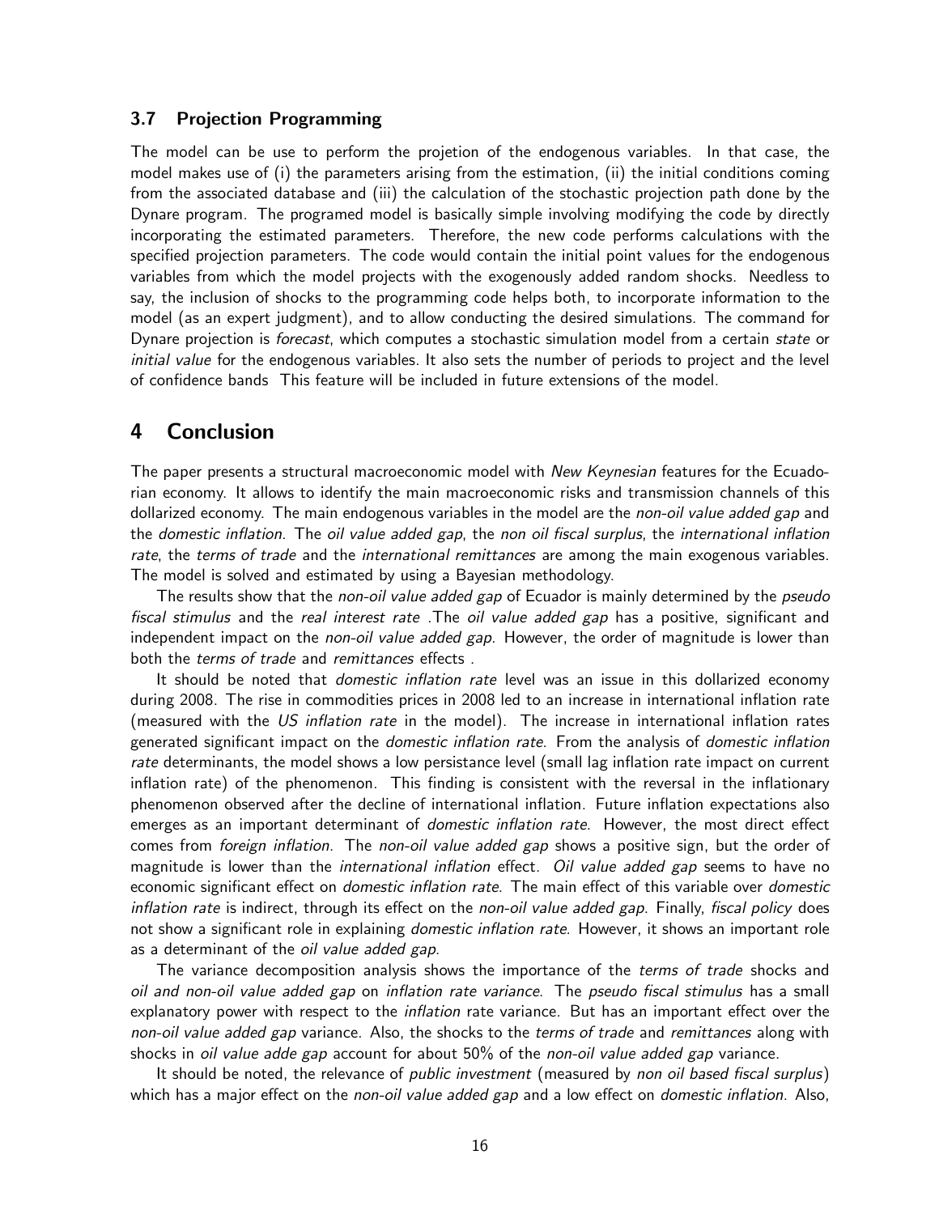### 3.7 Projection Programming

The model can be use to perform the projetion of the endogenous variables. In that case, the model makes use of (i) the parameters arising from the estimation, (ii) the initial conditions coming from the associated database and (iii) the calculation of the stochastic projection path done by the Dynare program. The programed model is basically simple involving modifying the code by directly incorporating the estimated parameters. Therefore, the new code performs calculations with the specified projection parameters. The code would contain the initial point values for the endogenous variables from which the model projects with the exogenously added random shocks. Needless to say, the inclusion of shocks to the programming code helps both, to incorporate information to the model (as an expert judgment), and to allow conducting the desired simulations. The command for Dynare projection is *forecast*, which computes a stochastic simulation model from a certain *state* or *initial value* for the endogenous variables. It also sets the number of periods to project and the level of confidence bands This feature will be included in future extensions of the model.

## 4 Conclusion

The paper presents a structural macroeconomic model with *New Keynesian* features for the Ecuadorian economy. It allows to identify the main macroeconomic risks and transmission channels of this dollarized economy. The main endogenous variables in the model are the *non-oil value added gap* and the *domestic inflation*. The *oil value added gap*, the *non oil fiscal surplus*, the *international inflation rate*, the *terms of trade* and the *international remittances* are among the main exogenous variables. The model is solved and estimated by using a Bayesian methodology.

The results show that the *non-oil value added gap* of Ecuador is mainly determined by the *pseudo fiscal stimulus* and the *real interest rate* .The *oil value added gap* has a positive, significant and independent impact on the *non-oil value added gap*. However, the order of magnitude is lower than both the *terms of trade* and *remittances* effects .

It should be noted that *domestic inflation rate* level was an issue in this dollarized economy during 2008. The rise in commodities prices in 2008 led to an increase in international inflation rate (measured with the *US inflation rate* in the model). The increase in international inflation rates generated significant impact on the *domestic inflation rate*. From the analysis of *domestic inflation rate* determinants, the model shows a low persistance level (small lag inflation rate impact on current inflation rate) of the phenomenon. This finding is consistent with the reversal in the inflationary phenomenon observed after the decline of international inflation. Future inflation expectations also emerges as an important determinant of *domestic inflation rate*. However, the most direct effect comes from *foreign inflation*. The *non-oil value added gap* shows a positive sign, but the order of magnitude is lower than the *international inflation* effect. *Oil value added gap* seems to have no economic significant effect on *domestic inflation rate*. The main effect of this variable over *domestic inflation rate* is indirect, through its effect on the *non-oil value added gap*. Finally, *fiscal policy* does not show a significant role in explaining *domestic inflation rate*. However, it shows an important role as a determinant of the *oil value added gap*.

The variance decomposition analysis shows the importance of the *terms of trade* shocks and *oil and non-oil value added gap* on *inflation rate variance*. The *pseudo fiscal stimulus* has a small explanatory power with respect to the *inflation* rate variance. But has an important effect over the *non-oil value added gap* variance. Also, the shocks to the *terms of trade* and *remittances* along with shocks in *oil value adde gap* account for about 50% of the *non-oil value added gap* variance.

It should be noted, the relevance of *public investment* (measured by *non oil based fiscal surplus*) which has a major effect on the *non-oil value added gap* and a low effect on *domestic inflation*. Also,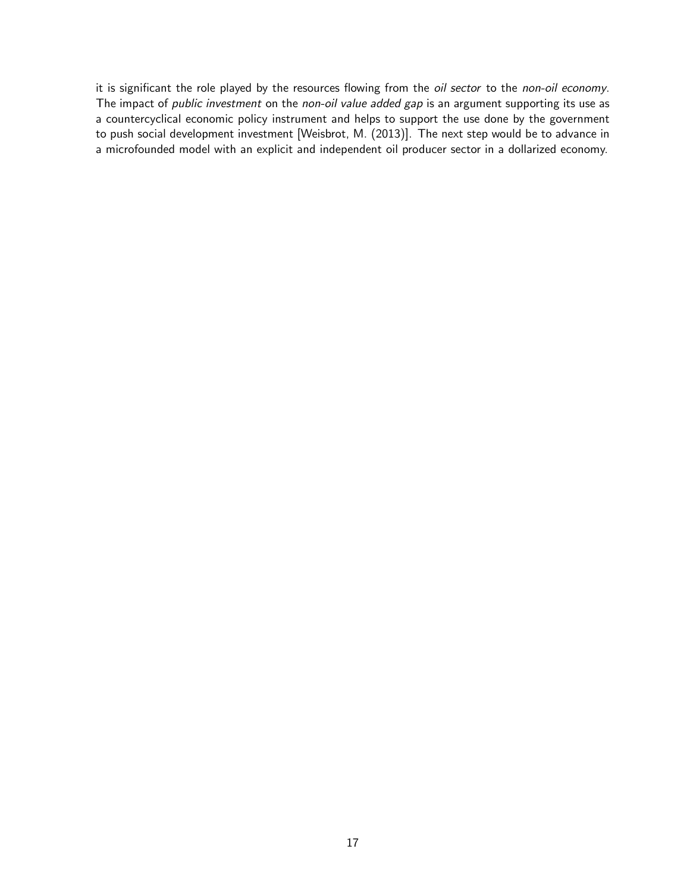it is significant the role played by the resources flowing from the *oil sector* to the *non-oil economy*. The impact of *public investment* on the *non-oil value added gap* is an argument supporting its use as a countercyclical economic policy instrument and helps to support the use done by the government to push social development investment [Weisbrot, M. (2013)]. The next step would be to advance in a microfounded model with an explicit and independent oil producer sector in a dollarized economy.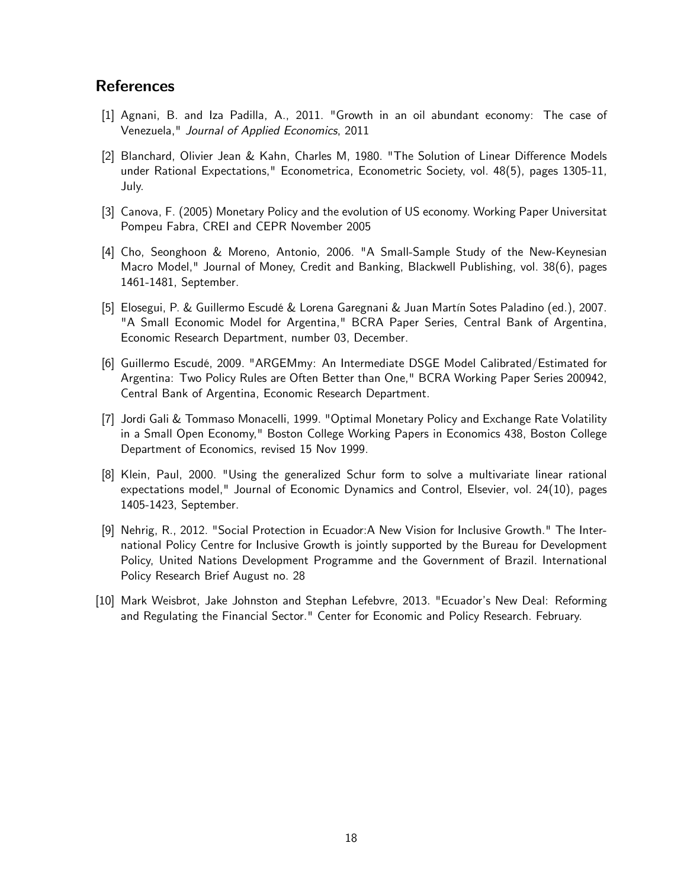## References

[1] Agnani, B. and Iza Padilla, A., 2011. "Growth in an oil abundant economy: The case of Venezuela," *Journal of Applied Economics*, 2011

[2] Blanchard, Olivier Jean & Kahn, Charles M, 1980. "The Solution of Linear Difference Models under Rational Expectations," Econometrica, Econometric Society, vol. 48(5), pages 1305-11, July.

[3] Canova, F. (2005) Monetary Policy and the evolution of US economy. Working Paper Universitat Pompeu Fabra, CREI and CEPR November 2005

[4] Cho, Seonghoon & Moreno, Antonio, 2006. "A Small-Sample Study of the New-Keynesian Macro Model," Journal of Money, Credit and Banking, Blackwell Publishing, vol. 38(6), pages 1461-1481, September.

[5] Elosegui, P. & Guillermo Escudé & Lorena Garegnani & Juan Martín Sotes Paladino (ed.), 2007. "A Small Economic Model for Argentina," BCRA Paper Series, Central Bank of Argentina, Economic Research Department, number 03, December.

[6] Guillermo Escudé, 2009. "ARGEMmy: An Intermediate DSGE Model Calibrated/Estimated for Argentina: Two Policy Rules are Often Better than One," BCRA Working Paper Series 200942, Central Bank of Argentina, Economic Research Department.

[7] Jordi Gali & Tommaso Monacelli, 1999. "Optimal Monetary Policy and Exchange Rate Volatility in a Small Open Economy," Boston College Working Papers in Economics 438, Boston College Department of Economics, revised 15 Nov 1999.

[8] Klein, Paul, 2000. "Using the generalized Schur form to solve a multivariate linear rational expectations model," Journal of Economic Dynamics and Control, Elsevier, vol. 24(10), pages 1405-1423, September.

[9] Nehrig, R., 2012. "Social Protection in Ecuador:A New Vision for Inclusive Growth." The International Policy Centre for Inclusive Growth is jointly supported by the Bureau for Development Policy, United Nations Development Programme and the Government of Brazil. International Policy Research Brief August no. 28

[10] Mark Weisbrot, Jake Johnston and Stephan Lefebvre, 2013. "Ecuador's New Deal: Reforming and Regulating the Financial Sector." Center for Economic and Policy Research. February.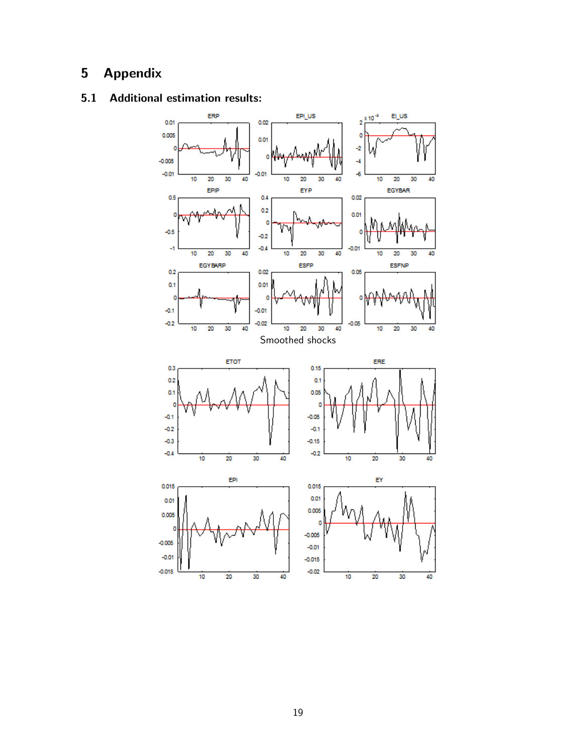# 5 Appendix

## 5.1 Additional estimation results:

ERP
0.01
0.005
0
-0.005
-0.01
10 20 30 40

EPI_US
0.02
0.01
0
-0.01
10 20 30 40

EI_US
x 10^-3
2
0
-2
-4
-6
10 20 30 40

EPIP
0.5
0
-0.5
-1
10 20 30 40

EYP
0.4
0.2
0
-0.2
-0.4
10 20 30 40

EGYBAR
0.02
0.01
0
-0.01
10 20 30 40

EGYBARP
0.2
0.1
0
-0.1
-0.2
10 20 30 40

ESFP
0.02
0.01
0
-0.01
-0.02
10 20 30 40

ESFNP
0.05
0
-0.05
10 20 30 40

Smoothed shocks

ETOT
0.3
0.2
0.1
0
-0.1
-0.2
-0.3
-0.4
10 20 30 40

ERE
0.15
0.1
0.05
0
-0.05
-0.1
-0.15
-0.2
10 20 30 40

EPI
0.015
0.01
0.005
0
-0.005
-0.01
-0.015
10 20 30 40

EY
0.015
0.01
0.005
0
-0.005
-0.01
-0.015
-0.02
10 20 30 40